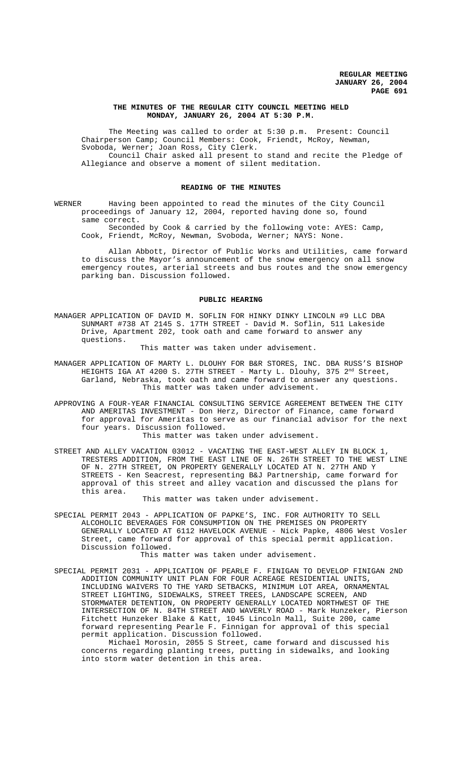**THE MINUTES OF THE REGULAR CITY COUNCIL MEETING HELD MONDAY, JANUARY 26, 2004 AT 5:30 P.M.**

The Meeting was called to order at 5:30 p.m. Present: Council Chairperson Camp; Council Members: Cook, Friendt, McRoy, Newman, Svoboda, Werner; Joan Ross, City Clerk.

Council Chair asked all present to stand and recite the Pledge of Allegiance and observe a moment of silent meditation.

**READING OF THE MINUTES**

WERNER Having been appointed to read the minutes of the City Council proceedings of January 12, 2004, reported having done so, found same correct.

Seconded by Cook & carried by the following vote: AYES: Camp, Cook, Friendt, McRoy, Newman, Svoboda, Werner; NAYS: None.

Allan Abbott, Director of Public Works and Utilities, came forward to discuss the Mayor's announcement of the snow emergency on all snow emergency routes, arterial streets and bus routes and the snow emergency parking ban. Discussion followed.

**PUBLIC HEARING**

MANAGER APPLICATION OF DAVID M. SOFLIN FOR HINKY DINKY LINCOLN #9 LLC DBA SUNMART #738 AT 2145 S. 17TH STREET - David M. Soflin, 511 Lakeside Drive, Apartment 202, took oath and came forward to answer any questions.

This matter was taken under advisement.

MANAGER APPLICATION OF MARTY L. DLOUHY FOR B&R STORES, INC. DBA RUSS'S BISHOP HEIGHTS IGA AT 4200 S. 27TH STREET - Marty L. Dlouhy, 375 2nd Street, Garland, Nebraska, took oath and came forward to answer any questions.

This matter was taken under advisement.

APPROVING A FOUR-YEAR FINANCIAL CONSULTING SERVICE AGREEMENT BETWEEN THE CITY AND AMERITAS INVESTMENT - Don Herz, Director of Finance, came forward for approval for Ameritas to serve as our financial advisor for the next four years. Discussion followed.

This matter was taken under advisement.

STREET AND ALLEY VACATION 03012 - VACATING THE EAST-WEST ALLEY IN BLOCK 1, TRESTERS ADDITION, FROM THE EAST LINE OF N. 26TH STREET TO THE WEST LINE OF N. 27TH STREET, ON PROPERTY GENERALLY LOCATED AT N. 27TH AND Y STREETS - Ken Seacrest, representing B&J Partnership, came forward for approval of this street and alley vacation and discussed the plans for this area.

This matter was taken under advisement.

SPECIAL PERMIT 2043 - APPLICATION OF PAPKE'S, INC. FOR AUTHORITY TO SELL ALCOHOLIC BEVERAGES FOR CONSUMPTION ON THE PREMISES ON PROPERTY GENERALLY LOCATED AT 6112 HAVELOCK AVENUE - Nick Papke, 4806 West Vosler Street, came forward for approval of this special permit application. Discussion followed.

This matter was taken under advisement.

SPECIAL PERMIT 2031 - APPLICATION OF PEARLE F. FINIGAN TO DEVELOP FINIGAN 2ND ADDITION COMMUNITY UNIT PLAN FOR FOUR ACREAGE RESIDENTIAL UNITS, INCLUDING WAIVERS TO THE YARD SETBACKS, MINIMUM LOT AREA, ORNAMENTAL STREET LIGHTING, SIDEWALKS, STREET TREES, LANDSCAPE SCREEN, AND STORMWATER DETENTION, ON PROPERTY GENERALLY LOCATED NORTHWEST OF THE INTERSECTION OF N. 84TH STREET AND WAVERLY ROAD - Mark Hunzeker, Pierson Fitchett Hunzeker Blake & Katt, 1045 Lincoln Mall, Suite 200, came forward representing Pearle F. Finnigan for approval of this special permit application. Discussion followed.

Michael Morosin, 2055 S Street, came forward and discussed his concerns regarding planting trees, putting in sidewalks, and looking into storm water detention in this area.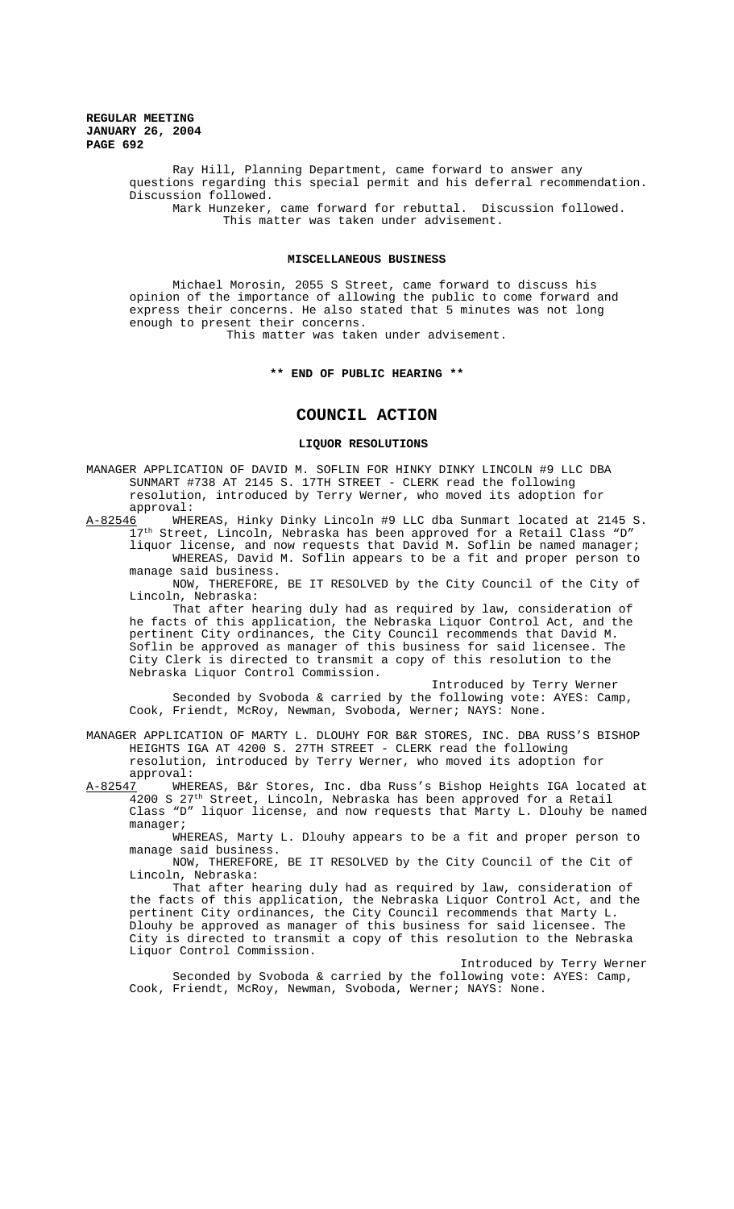Ray Hill, Planning Department, came forward to answer any questions regarding this special permit and his deferral recommendation. Discussion followed.

Mark Hunzeker, came forward for rebuttal. Discussion followed.

This matter was taken under advisement.

**MISCELLANEOUS BUSINESS**

Michael Morosin, 2055 S Street, came forward to discuss his opinion of the importance of allowing the public to come forward and express their concerns. He also stated that 5 minutes was not long enough to present their concerns.

This matter was taken under advisement.

**\*\* END OF PUBLIC HEARING \*\***

# COUNCIL ACTION

## LIQUOR RESOLUTIONS

MANAGER APPLICATION OF DAVID M. SOFLIN FOR HINKY DINKY LINCOLN #9 LLC DBA SUNMART #738 AT 2145 S. 17TH STREET - CLERK read the following resolution, introduced by Terry Werner, who moved its adoption for approval:

A-82546 WHEREAS, Hinky Dinky Lincoln #9 LLC dba Sunmart located at 2145 S. 17th Street, Lincoln, Nebraska has been approved for a Retail Class "D" liquor license, and now requests that David M. Soflin be named manager;

WHEREAS, David M. Soflin appears to be a fit and proper person to manage said business.

NOW, THEREFORE, BE IT RESOLVED by the City Council of the City of Lincoln, Nebraska:

That after hearing duly had as required by law, consideration of he facts of this application, the Nebraska Liquor Control Act, and the pertinent City ordinances, the City Council recommends that David M. Soflin be approved as manager of this business for said licensee. The City Clerk is directed to transmit a copy of this resolution to the Nebraska Liquor Control Commission.

Introduced by Terry Werner

Seconded by Svoboda & carried by the following vote: AYES: Camp, Cook, Friendt, McRoy, Newman, Svoboda, Werner; NAYS: None.

MANAGER APPLICATION OF MARTY L. DLOUHY FOR B&R STORES, INC. DBA RUSS'S BISHOP HEIGHTS IGA AT 4200 S. 27TH STREET - CLERK read the following resolution, introduced by Terry Werner, who moved its adoption for approval:

A-82547 WHEREAS, B&r Stores, Inc. dba Russ's Bishop Heights IGA located at 4200 S 27th Street, Lincoln, Nebraska has been approved for a Retail Class "D" liquor license, and now requests that Marty L. Dlouhy be named manager;

WHEREAS, Marty L. Dlouhy appears to be a fit and proper person to manage said business.

NOW, THEREFORE, BE IT RESOLVED by the City Council of the Cit of Lincoln, Nebraska:

That after hearing duly had as required by law, consideration of the facts of this application, the Nebraska Liquor Control Act, and the pertinent City ordinances, the City Council recommends that Marty L. Dlouhy be approved as manager of this business for said licensee. The City is directed to transmit a copy of this resolution to the Nebraska Liquor Control Commission.

Introduced by Terry Werner

Seconded by Svoboda & carried by the following vote: AYES: Camp, Cook, Friendt, McRoy, Newman, Svoboda, Werner; NAYS: None.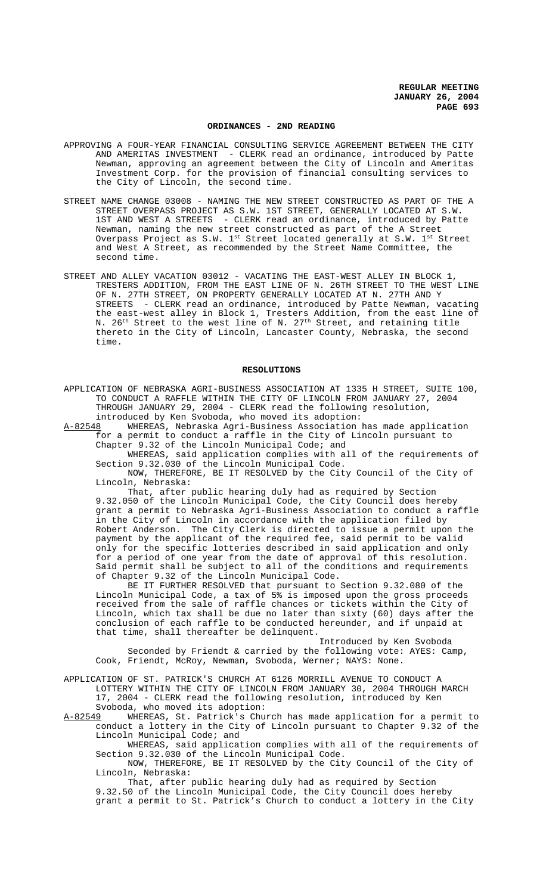## ORDINANCES - 2ND READING

APPROVING A FOUR-YEAR FINANCIAL CONSULTING SERVICE AGREEMENT BETWEEN THE CITY AND AMERITAS INVESTMENT - CLERK read an ordinance, introduced by Patte Newman, approving an agreement between the City of Lincoln and Ameritas Investment Corp. for the provision of financial consulting services to the City of Lincoln, the second time.

STREET NAME CHANGE 03008 - NAMING THE NEW STREET CONSTRUCTED AS PART OF THE A STREET OVERPASS PROJECT AS S.W. 1ST STREET, GENERALLY LOCATED AT S.W. 1ST AND WEST A STREETS - CLERK read an ordinance, introduced by Patte Newman, naming the new street constructed as part of the A Street Overpass Project as S.W. 1st Street located generally at S.W. 1st Street and West A Street, as recommended by the Street Name Committee, the second time.

STREET AND ALLEY VACATION 03012 - VACATING THE EAST-WEST ALLEY IN BLOCK 1, TRESTERS ADDITION, FROM THE EAST LINE OF N. 26TH STREET TO THE WEST LINE OF N. 27TH STREET, ON PROPERTY GENERALLY LOCATED AT N. 27TH AND Y STREETS - CLERK read an ordinance, introduced by Patte Newman, vacating the east-west alley in Block 1, Tresters Addition, from the east line of N. 26th Street to the west line of N. 27th Street, and retaining title thereto in the City of Lincoln, Lancaster County, Nebraska, the second time.

## RESOLUTIONS

APPLICATION OF NEBRASKA AGRI-BUSINESS ASSOCIATION AT 1335 H STREET, SUITE 100, TO CONDUCT A RAFFLE WITHIN THE CITY OF LINCOLN FROM JANUARY 27, 2004 THROUGH JANUARY 29, 2004 - CLERK read the following resolution, introduced by Ken Svoboda, who moved its adoption:

A-82548 WHEREAS, Nebraska Agri-Business Association has made application for a permit to conduct a raffle in the City of Lincoln pursuant to Chapter 9.32 of the Lincoln Municipal Code; and

WHEREAS, said application complies with all of the requirements of Section 9.32.030 of the Lincoln Municipal Code.

NOW, THEREFORE, BE IT RESOLVED by the City Council of the City of Lincoln, Nebraska:

That, after public hearing duly had as required by Section 9.32.050 of the Lincoln Municipal Code, the City Council does hereby grant a permit to Nebraska Agri-Business Association to conduct a raffle in the City of Lincoln in accordance with the application filed by Robert Anderson. The City Clerk is directed to issue a permit upon the payment by the applicant of the required fee, said permit to be valid only for the specific lotteries described in said application and only for a period of one year from the date of approval of this resolution. Said permit shall be subject to all of the conditions and requirements of Chapter 9.32 of the Lincoln Municipal Code.

BE IT FURTHER RESOLVED that pursuant to Section 9.32.080 of the Lincoln Municipal Code, a tax of 5% is imposed upon the gross proceeds received from the sale of raffle chances or tickets within the City of Lincoln, which tax shall be due no later than sixty (60) days after the conclusion of each raffle to be conducted hereunder, and if unpaid at that time, shall thereafter be delinquent.

Introduced by Ken Svoboda

Seconded by Friendt & carried by the following vote: AYES: Camp, Cook, Friendt, McRoy, Newman, Svoboda, Werner; NAYS: None.

APPLICATION OF ST. PATRICK'S CHURCH AT 6126 MORRILL AVENUE TO CONDUCT A LOTTERY WITHIN THE CITY OF LINCOLN FROM JANUARY 30, 2004 THROUGH MARCH 17, 2004 - CLERK read the following resolution, introduced by Ken Svoboda, who moved its adoption:

A-82549 WHEREAS, St. Patrick's Church has made application for a permit to conduct a lottery in the City of Lincoln pursuant to Chapter 9.32 of the Lincoln Municipal Code; and

WHEREAS, said application complies with all of the requirements of Section 9.32.030 of the Lincoln Municipal Code.

NOW, THEREFORE, BE IT RESOLVED by the City Council of the City of Lincoln, Nebraska:

That, after public hearing duly had as required by Section 9.32.50 of the Lincoln Municipal Code, the City Council does hereby grant a permit to St. Patrick's Church to conduct a lottery in the City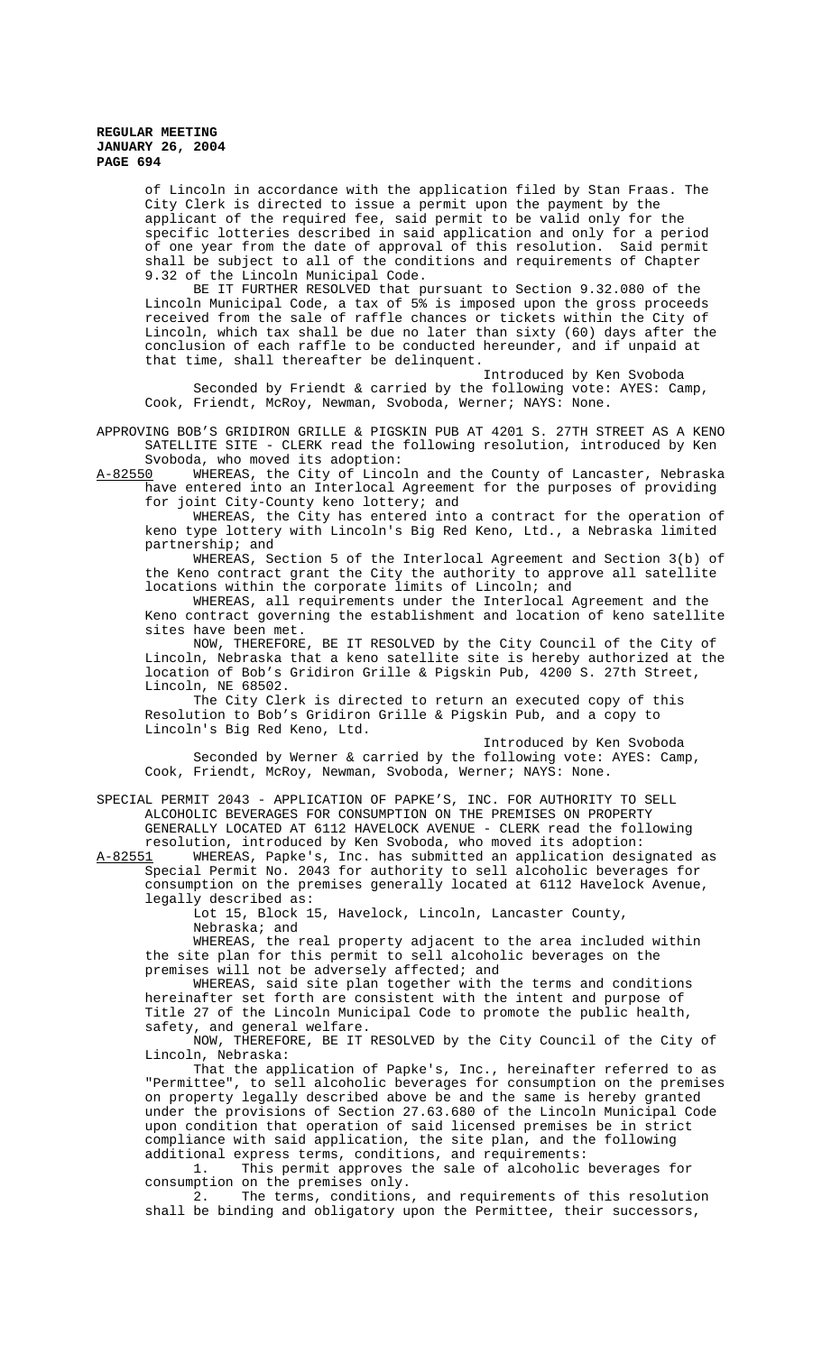of Lincoln in accordance with the application filed by Stan Fraas. The City Clerk is directed to issue a permit upon the payment by the applicant of the required fee, said permit to be valid only for the specific lotteries described in said application and only for a period of one year from the date of approval of this resolution. Said permit shall be subject to all of the conditions and requirements of Chapter 9.32 of the Lincoln Municipal Code.

BE IT FURTHER RESOLVED that pursuant to Section 9.32.080 of the Lincoln Municipal Code, a tax of 5% is imposed upon the gross proceeds received from the sale of raffle chances or tickets within the City of Lincoln, which tax shall be due no later than sixty (60) days after the conclusion of each raffle to be conducted hereunder, and if unpaid at that time, shall thereafter be delinquent.

Introduced by Ken Svoboda

Seconded by Friendt & carried by the following vote: AYES: Camp, Cook, Friendt, McRoy, Newman, Svoboda, Werner; NAYS: None.

APPROVING BOB'S GRIDIRON GRILLE & PIGSKIN PUB AT 4201 S. 27TH STREET AS A KENO SATELLITE SITE - CLERK read the following resolution, introduced by Ken Svoboda, who moved its adoption:

A-82550 WHEREAS, the City of Lincoln and the County of Lancaster, Nebraska have entered into an Interlocal Agreement for the purposes of providing for joint City-County keno lottery; and

WHEREAS, the City has entered into a contract for the operation of keno type lottery with Lincoln's Big Red Keno, Ltd., a Nebraska limited partnership; and

WHEREAS, Section 5 of the Interlocal Agreement and Section 3(b) of the Keno contract grant the City the authority to approve all satellite locations within the corporate limits of Lincoln; and

WHEREAS, all requirements under the Interlocal Agreement and the Keno contract governing the establishment and location of keno satellite sites have been met.

NOW, THEREFORE, BE IT RESOLVED by the City Council of the City of Lincoln, Nebraska that a keno satellite site is hereby authorized at the location of Bob's Gridiron Grille & Pigskin Pub, 4200 S. 27th Street, Lincoln, NE 68502.

The City Clerk is directed to return an executed copy of this Resolution to Bob's Gridiron Grille & Pigskin Pub, and a copy to Lincoln's Big Red Keno, Ltd.

Introduced by Ken Svoboda

Seconded by Werner & carried by the following vote: AYES: Camp, Cook, Friendt, McRoy, Newman, Svoboda, Werner; NAYS: None.

SPECIAL PERMIT 2043 - APPLICATION OF PAPKE'S, INC. FOR AUTHORITY TO SELL ALCOHOLIC BEVERAGES FOR CONSUMPTION ON THE PREMISES ON PROPERTY GENERALLY LOCATED AT 6112 HAVELOCK AVENUE - CLERK read the following resolution, introduced by Ken Svoboda, who moved its adoption:

A-82551 WHEREAS, Papke's, Inc. has submitted an application designated as Special Permit No. 2043 for authority to sell alcoholic beverages for consumption on the premises generally located at 6112 Havelock Avenue, legally described as:

Lot 15, Block 15, Havelock, Lincoln, Lancaster County, Nebraska; and

WHEREAS, the real property adjacent to the area included within the site plan for this permit to sell alcoholic beverages on the premises will not be adversely affected; and

WHEREAS, said site plan together with the terms and conditions hereinafter set forth are consistent with the intent and purpose of Title 27 of the Lincoln Municipal Code to promote the public health, safety, and general welfare.

NOW, THEREFORE, BE IT RESOLVED by the City Council of the City of Lincoln, Nebraska:

That the application of Papke's, Inc., hereinafter referred to as "Permittee", to sell alcoholic beverages for consumption on the premises on property legally described above be and the same is hereby granted under the provisions of Section 27.63.680 of the Lincoln Municipal Code upon condition that operation of said licensed premises be in strict compliance with said application, the site plan, and the following additional express terms, conditions, and requirements:

1. This permit approves the sale of alcoholic beverages for consumption on the premises only.
2. The terms, conditions, and requirements of this resolution shall be binding and obligatory upon the Permittee, their successors,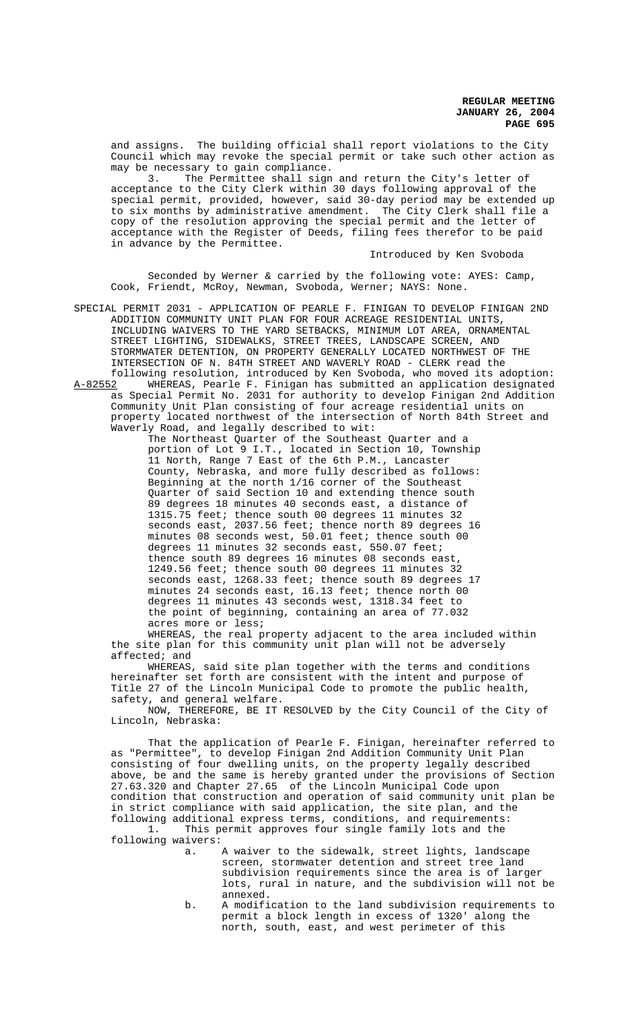and assigns. The building official shall report violations to the City Council which may revoke the special permit or take such other action as may be necessary to gain compliance.

3. The Permittee shall sign and return the City's letter of acceptance to the City Clerk within 30 days following approval of the special permit, provided, however, said 30-day period may be extended up to six months by administrative amendment. The City Clerk shall file a copy of the resolution approving the special permit and the letter of acceptance with the Register of Deeds, filing fees therefor to be paid in advance by the Permittee.

Introduced by Ken Svoboda

Seconded by Werner & carried by the following vote: AYES: Camp, Cook, Friendt, McRoy, Newman, Svoboda, Werner; NAYS: None.

SPECIAL PERMIT 2031 - APPLICATION OF PEARLE F. FINIGAN TO DEVELOP FINIGAN 2ND ADDITION COMMUNITY UNIT PLAN FOR FOUR ACREAGE RESIDENTIAL UNITS, INCLUDING WAIVERS TO THE YARD SETBACKS, MINIMUM LOT AREA, ORNAMENTAL STREET LIGHTING, SIDEWALKS, STREET TREES, LANDSCAPE SCREEN, AND STORMWATER DETENTION, ON PROPERTY GENERALLY LOCATED NORTHWEST OF THE INTERSECTION OF N. 84TH STREET AND WAVERLY ROAD - CLERK read the following resolution, introduced by Ken Svoboda, who moved its adoption:

A-82552 WHEREAS, Pearle F. Finigan has submitted an application designated as Special Permit No. 2031 for authority to develop Finigan 2nd Addition Community Unit Plan consisting of four acreage residential units on property located northwest of the intersection of North 84th Street and Waverly Road, and legally described to wit:

The Northeast Quarter of the Southeast Quarter and a portion of Lot 9 I.T., located in Section 10, Township 11 North, Range 7 East of the 6th P.M., Lancaster County, Nebraska, and more fully described as follows: Beginning at the north 1/16 corner of the Southeast Quarter of said Section 10 and extending thence south 89 degrees 18 minutes 40 seconds east, a distance of 1315.75 feet; thence south 00 degrees 11 minutes 32 seconds east, 2037.56 feet; thence north 89 degrees 16 minutes 08 seconds west, 50.01 feet; thence south 00 degrees 11 minutes 32 seconds east, 550.07 feet; thence south 89 degrees 16 minutes 08 seconds east, 1249.56 feet; thence south 00 degrees 11 minutes 32 seconds east, 1268.33 feet; thence south 89 degrees 17 minutes 24 seconds east, 16.13 feet; thence north 00 degrees 11 minutes 43 seconds west, 1318.34 feet to the point of beginning, containing an area of 77.032 acres more or less;

WHEREAS, the real property adjacent to the area included within the site plan for this community unit plan will not be adversely affected; and

WHEREAS, said site plan together with the terms and conditions hereinafter set forth are consistent with the intent and purpose of Title 27 of the Lincoln Municipal Code to promote the public health, safety, and general welfare.

NOW, THEREFORE, BE IT RESOLVED by the City Council of the City of Lincoln, Nebraska:

That the application of Pearle F. Finigan, hereinafter referred to as "Permittee", to develop Finigan 2nd Addition Community Unit Plan consisting of four dwelling units, on the property legally described above, be and the same is hereby granted under the provisions of Section 27.63.320 and Chapter 27.65 of the Lincoln Municipal Code upon condition that construction and operation of said community unit plan be in strict compliance with said application, the site plan, and the following additional express terms, conditions, and requirements:

1. This permit approves four single family lots and the following waivers:

   a. A waiver to the sidewalk, street lights, landscape screen, stormwater detention and street tree land subdivision requirements since the area is of larger lots, rural in nature, and the subdivision will not be annexed.

   b. A modification to the land subdivision requirements to permit a block length in excess of 1320' along the north, south, east, and west perimeter of this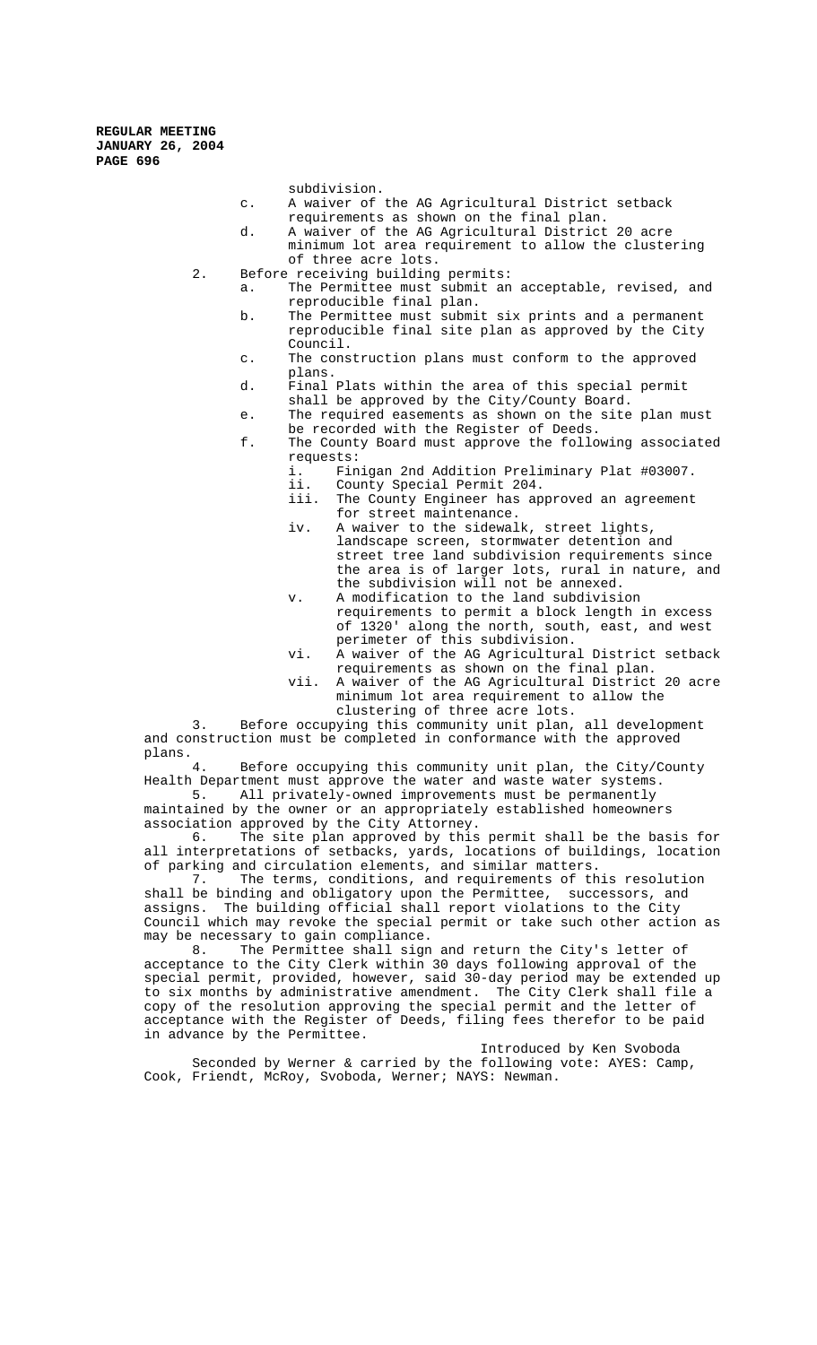subdivision.

c. A waiver of the AG Agricultural District setback requirements as shown on the final plan.

d. A waiver of the AG Agricultural District 20 acre minimum lot area requirement to allow the clustering of three acre lots.

2. Before receiving building permits:

a. The Permittee must submit an acceptable, revised, and reproducible final plan.

b. The Permittee must submit six prints and a permanent reproducible final site plan as approved by the City Council.

c. The construction plans must conform to the approved plans.

d. Final Plats within the area of this special permit shall be approved by the City/County Board.

e. The required easements as shown on the site plan must be recorded with the Register of Deeds.

f. The County Board must approve the following associated requests:

i. Finigan 2nd Addition Preliminary Plat #03007.

ii. County Special Permit 204.

iii. The County Engineer has approved an agreement for street maintenance.

iv. A waiver to the sidewalk, street lights, landscape screen, stormwater detention and street tree land subdivision requirements since the area is of larger lots, rural in nature, and the subdivision will not be annexed.

v. A modification to the land subdivision requirements to permit a block length in excess of 1320' along the north, south, east, and west perimeter of this subdivision.

vi. A waiver of the AG Agricultural District setback requirements as shown on the final plan.

vii. A waiver of the AG Agricultural District 20 acre minimum lot area requirement to allow the clustering of three acre lots.

3. Before occupying this community unit plan, all development and construction must be completed in conformance with the approved plans.

4. Before occupying this community unit plan, the City/County Health Department must approve the water and waste water systems.

5. All privately-owned improvements must be permanently maintained by the owner or an appropriately established homeowners association approved by the City Attorney.

6. The site plan approved by this permit shall be the basis for all interpretations of setbacks, yards, locations of buildings, location of parking and circulation elements, and similar matters.

7. The terms, conditions, and requirements of this resolution shall be binding and obligatory upon the Permittee, successors, and assigns. The building official shall report violations to the City Council which may revoke the special permit or take such other action as may be necessary to gain compliance.

8. The Permittee shall sign and return the City's letter of acceptance to the City Clerk within 30 days following approval of the special permit, provided, however, said 30-day period may be extended up to six months by administrative amendment. The City Clerk shall file a copy of the resolution approving the special permit and the letter of acceptance with the Register of Deeds, filing fees therefor to be paid in advance by the Permittee.

Introduced by Ken Svoboda

Seconded by Werner & carried by the following vote: AYES: Camp, Cook, Friendt, McRoy, Svoboda, Werner; NAYS: Newman.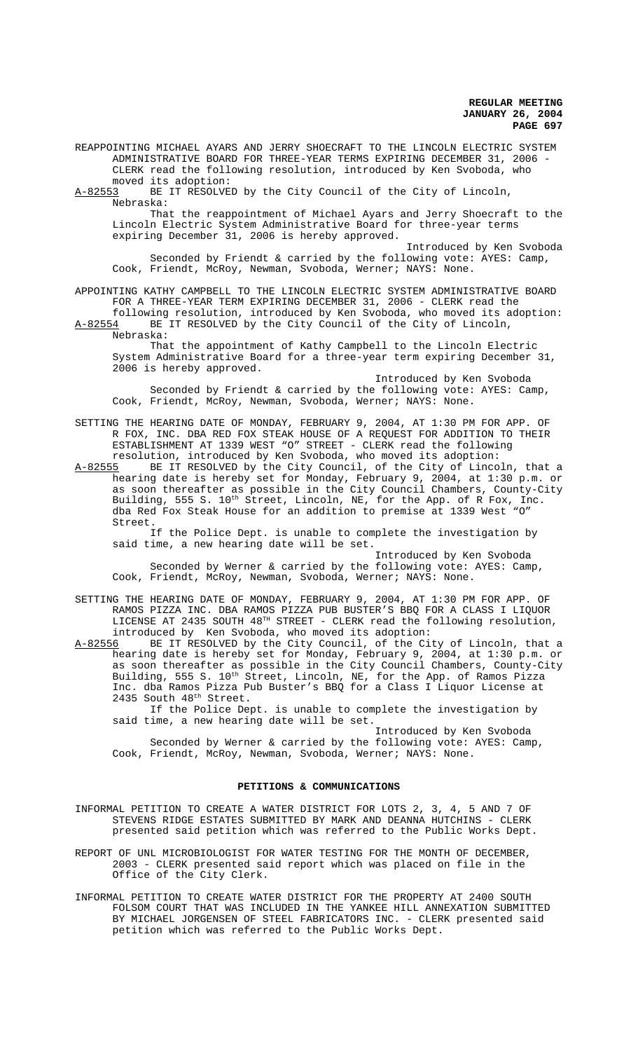REAPPOINTING MICHAEL AYARS AND JERRY SHOECRAFT TO THE LINCOLN ELECTRIC SYSTEM ADMINISTRATIVE BOARD FOR THREE-YEAR TERMS EXPIRING DECEMBER 31, 2006 - CLERK read the following resolution, introduced by Ken Svoboda, who moved its adoption:

A-82553 BE IT RESOLVED by the City Council of the City of Lincoln, Nebraska:

That the reappointment of Michael Ayars and Jerry Shoecraft to the Lincoln Electric System Administrative Board for three-year terms expiring December 31, 2006 is hereby approved.

Introduced by Ken Svoboda

Seconded by Friendt & carried by the following vote: AYES: Camp, Cook, Friendt, McRoy, Newman, Svoboda, Werner; NAYS: None.

APPOINTING KATHY CAMPBELL TO THE LINCOLN ELECTRIC SYSTEM ADMINISTRATIVE BOARD FOR A THREE-YEAR TERM EXPIRING DECEMBER 31, 2006 - CLERK read the following resolution, introduced by Ken Svoboda, who moved its adoption:

A-82554 BE IT RESOLVED by the City Council of the City of Lincoln, Nebraska:

That the appointment of Kathy Campbell to the Lincoln Electric System Administrative Board for a three-year term expiring December 31, 2006 is hereby approved.

Introduced by Ken Svoboda

Seconded by Friendt & carried by the following vote: AYES: Camp, Cook, Friendt, McRoy, Newman, Svoboda, Werner; NAYS: None.

SETTING THE HEARING DATE OF MONDAY, FEBRUARY 9, 2004, AT 1:30 PM FOR APP. OF R FOX, INC. DBA RED FOX STEAK HOUSE OF A REQUEST FOR ADDITION TO THEIR ESTABLISHMENT AT 1339 WEST "O" STREET - CLERK read the following resolution, introduced by Ken Svoboda, who moved its adoption:

A-82555 BE IT RESOLVED by the City Council, of the City of Lincoln, that a hearing date is hereby set for Monday, February 9, 2004, at 1:30 p.m. or as soon thereafter as possible in the City Council Chambers, County-City Building, 555 S. 10th Street, Lincoln, NE, for the App. of R Fox, Inc. dba Red Fox Steak House for an addition to premise at 1339 West "O" Street.

If the Police Dept. is unable to complete the investigation by said time, a new hearing date will be set.

Introduced by Ken Svoboda

Seconded by Werner & carried by the following vote: AYES: Camp, Cook, Friendt, McRoy, Newman, Svoboda, Werner; NAYS: None.

SETTING THE HEARING DATE OF MONDAY, FEBRUARY 9, 2004, AT 1:30 PM FOR APP. OF RAMOS PIZZA INC. DBA RAMOS PIZZA PUB BUSTER'S BBQ FOR A CLASS I LIQUOR LICENSE AT 2435 SOUTH 48TH STREET - CLERK read the following resolution, introduced by Ken Svoboda, who moved its adoption:

A-82556 BE IT RESOLVED by the City Council, of the City of Lincoln, that a hearing date is hereby set for Monday, February 9, 2004, at 1:30 p.m. or as soon thereafter as possible in the City Council Chambers, County-City Building, 555 S. 10th Street, Lincoln, NE, for the App. of Ramos Pizza Inc. dba Ramos Pizza Pub Buster's BBQ for a Class I Liquor License at 2435 South 48th Street.

If the Police Dept. is unable to complete the investigation by said time, a new hearing date will be set.

Introduced by Ken Svoboda

Seconded by Werner & carried by the following vote: AYES: Camp, Cook, Friendt, McRoy, Newman, Svoboda, Werner; NAYS: None.

## PETITIONS & COMMUNICATIONS

INFORMAL PETITION TO CREATE A WATER DISTRICT FOR LOTS 2, 3, 4, 5 AND 7 OF STEVENS RIDGE ESTATES SUBMITTED BY MARK AND DEANNA HUTCHINS - CLERK presented said petition which was referred to the Public Works Dept.

REPORT OF UNL MICROBIOLOGIST FOR WATER TESTING FOR THE MONTH OF DECEMBER, 2003 - CLERK presented said report which was placed on file in the Office of the City Clerk.

INFORMAL PETITION TO CREATE WATER DISTRICT FOR THE PROPERTY AT 2400 SOUTH FOLSOM COURT THAT WAS INCLUDED IN THE YANKEE HILL ANNEXATION SUBMITTED BY MICHAEL JORGENSEN OF STEEL FABRICATORS INC. - CLERK presented said petition which was referred to the Public Works Dept.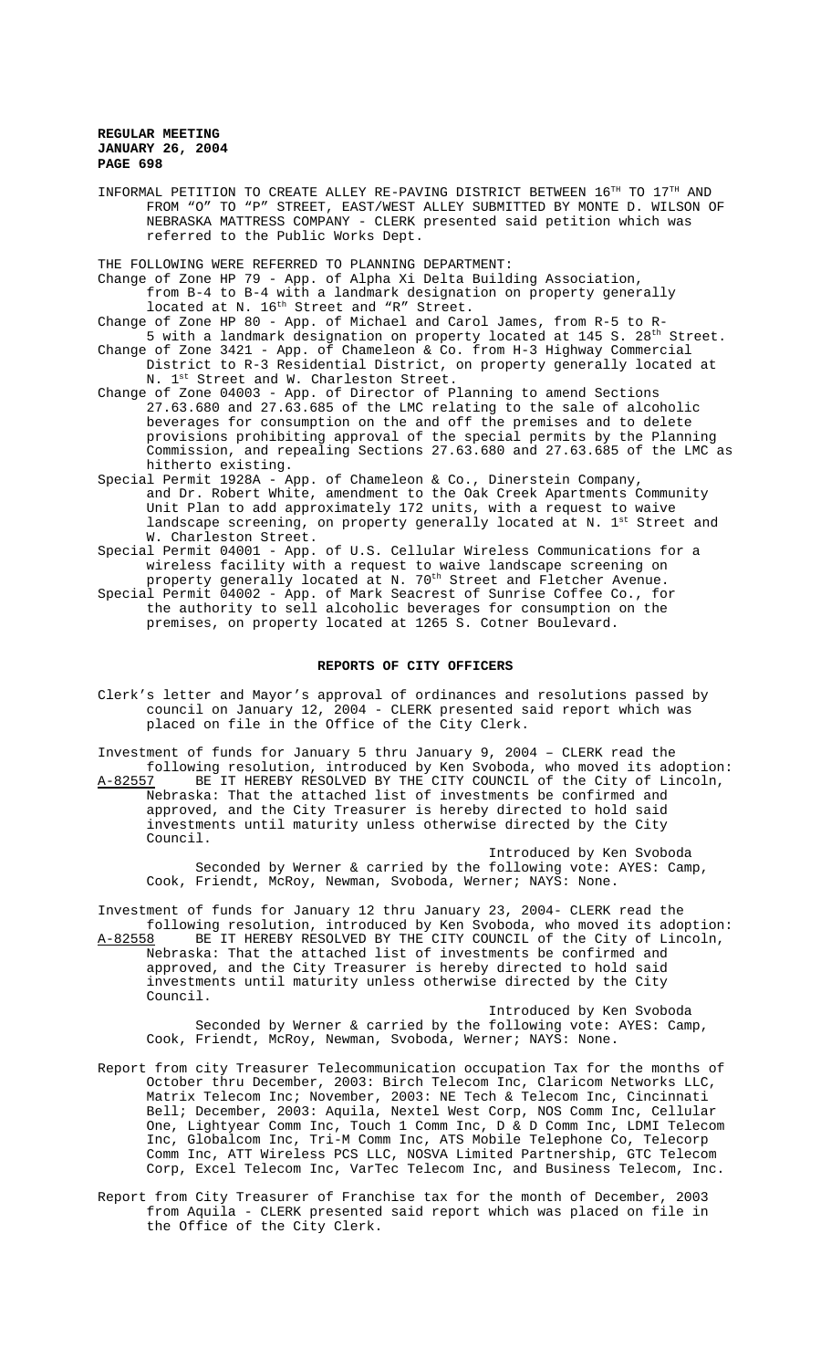INFORMAL PETITION TO CREATE ALLEY RE-PAVING DISTRICT BETWEEN 16TH TO 17TH AND FROM "O" TO "P" STREET, EAST/WEST ALLEY SUBMITTED BY MONTE D. WILSON OF NEBRASKA MATTRESS COMPANY - CLERK presented said petition which was referred to the Public Works Dept.

THE FOLLOWING WERE REFERRED TO PLANNING DEPARTMENT:

Change of Zone HP 79 - App. of Alpha Xi Delta Building Association, from B-4 to B-4 with a landmark designation on property generally located at N. 16th Street and "R" Street.

Change of Zone HP 80 - App. of Michael and Carol James, from R-5 to R-5 with a landmark designation on property located at 145 S. 28th Street.

Change of Zone 3421 - App. of Chameleon & Co. from H-3 Highway Commercial District to R-3 Residential District, on property generally located at N. 1st Street and W. Charleston Street.

Change of Zone 04003 - App. of Director of Planning to amend Sections 27.63.680 and 27.63.685 of the LMC relating to the sale of alcoholic beverages for consumption on the and off the premises and to delete provisions prohibiting approval of the special permits by the Planning Commission, and repealing Sections 27.63.680 and 27.63.685 of the LMC as hitherto existing.

Special Permit 1928A - App. of Chameleon & Co., Dinerstein Company, and Dr. Robert White, amendment to the Oak Creek Apartments Community Unit Plan to add approximately 172 units, with a request to waive landscape screening, on property generally located at N. 1st Street and W. Charleston Street.

Special Permit 04001 - App. of U.S. Cellular Wireless Communications for a wireless facility with a request to waive landscape screening on property generally located at N. 70th Street and Fletcher Avenue.

Special Permit 04002 - App. of Mark Seacrest of Sunrise Coffee Co., for the authority to sell alcoholic beverages for consumption on the premises, on property located at 1265 S. Cotner Boulevard.

## REPORTS OF CITY OFFICERS

Clerk's letter and Mayor's approval of ordinances and resolutions passed by council on January 12, 2004 - CLERK presented said report which was placed on file in the Office of the City Clerk.

Investment of funds for January 5 thru January 9, 2004 – CLERK read the following resolution, introduced by Ken Svoboda, who moved its adoption:

A-82557 BE IT HEREBY RESOLVED BY THE CITY COUNCIL of the City of Lincoln, Nebraska: That the attached list of investments be confirmed and approved, and the City Treasurer is hereby directed to hold said investments until maturity unless otherwise directed by the City Council.

Introduced by Ken Svoboda

Seconded by Werner & carried by the following vote: AYES: Camp, Cook, Friendt, McRoy, Newman, Svoboda, Werner; NAYS: None.

Investment of funds for January 12 thru January 23, 2004- CLERK read the following resolution, introduced by Ken Svoboda, who moved its adoption:

A-82558 BE IT HEREBY RESOLVED BY THE CITY COUNCIL of the City of Lincoln, Nebraska: That the attached list of investments be confirmed and approved, and the City Treasurer is hereby directed to hold said investments until maturity unless otherwise directed by the City Council.

Introduced by Ken Svoboda

Seconded by Werner & carried by the following vote: AYES: Camp, Cook, Friendt, McRoy, Newman, Svoboda, Werner; NAYS: None.

Report from city Treasurer Telecommunication occupation Tax for the months of October thru December, 2003: Birch Telecom Inc, Claricom Networks LLC, Matrix Telecom Inc; November, 2003: NE Tech & Telecom Inc, Cincinnati Bell; December, 2003: Aquila, Nextel West Corp, NOS Comm Inc, Cellular One, Lightyear Comm Inc, Touch 1 Comm Inc, D & D Comm Inc, LDMI Telecom Inc, Globalcom Inc, Tri-M Comm Inc, ATS Mobile Telephone Co, Telecorp Comm Inc, ATT Wireless PCS LLC, NOSVA Limited Partnership, GTC Telecom Corp, Excel Telecom Inc, VarTec Telecom Inc, and Business Telecom, Inc.

Report from City Treasurer of Franchise tax for the month of December, 2003 from Aquila - CLERK presented said report which was placed on file in the Office of the City Clerk.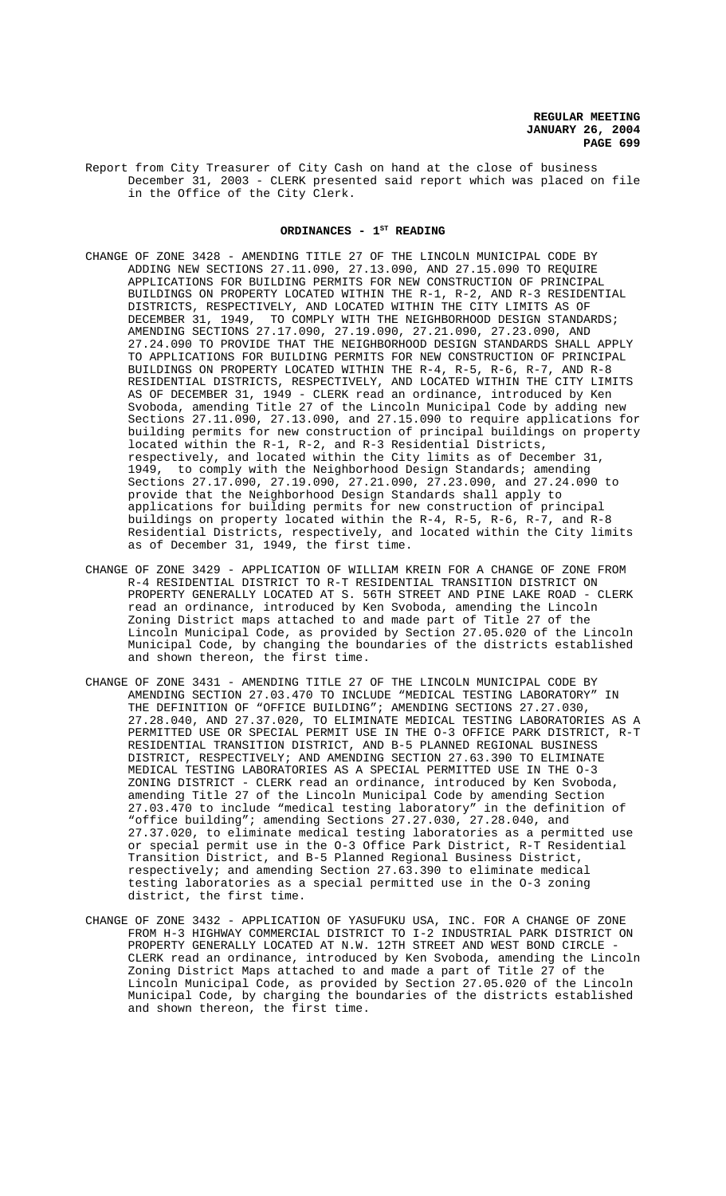Report from City Treasurer of City Cash on hand at the close of business December 31, 2003 - CLERK presented said report which was placed on file in the Office of the City Clerk.

## ORDINANCES - 1ST READING

CHANGE OF ZONE 3428 - AMENDING TITLE 27 OF THE LINCOLN MUNICIPAL CODE BY ADDING NEW SECTIONS 27.11.090, 27.13.090, AND 27.15.090 TO REQUIRE APPLICATIONS FOR BUILDING PERMITS FOR NEW CONSTRUCTION OF PRINCIPAL BUILDINGS ON PROPERTY LOCATED WITHIN THE R-1, R-2, AND R-3 RESIDENTIAL DISTRICTS, RESPECTIVELY, AND LOCATED WITHIN THE CITY LIMITS AS OF DECEMBER 31, 1949, TO COMPLY WITH THE NEIGHBORHOOD DESIGN STANDARDS; AMENDING SECTIONS 27.17.090, 27.19.090, 27.21.090, 27.23.090, AND 27.24.090 TO PROVIDE THAT THE NEIGHBORHOOD DESIGN STANDARDS SHALL APPLY TO APPLICATIONS FOR BUILDING PERMITS FOR NEW CONSTRUCTION OF PRINCIPAL BUILDINGS ON PROPERTY LOCATED WITHIN THE R-4, R-5, R-6, R-7, AND R-8 RESIDENTIAL DISTRICTS, RESPECTIVELY, AND LOCATED WITHIN THE CITY LIMITS AS OF DECEMBER 31, 1949 - CLERK read an ordinance, introduced by Ken Svoboda, amending Title 27 of the Lincoln Municipal Code by adding new Sections 27.11.090, 27.13.090, and 27.15.090 to require applications for building permits for new construction of principal buildings on property located within the R-1, R-2, and R-3 Residential Districts, respectively, and located within the City limits as of December 31, 1949, to comply with the Neighborhood Design Standards; amending Sections 27.17.090, 27.19.090, 27.21.090, 27.23.090, and 27.24.090 to provide that the Neighborhood Design Standards shall apply to applications for building permits for new construction of principal buildings on property located within the R-4, R-5, R-6, R-7, and R-8 Residential Districts, respectively, and located within the City limits as of December 31, 1949, the first time.

CHANGE OF ZONE 3429 - APPLICATION OF WILLIAM KREIN FOR A CHANGE OF ZONE FROM R-4 RESIDENTIAL DISTRICT TO R-T RESIDENTIAL TRANSITION DISTRICT ON PROPERTY GENERALLY LOCATED AT S. 56TH STREET AND PINE LAKE ROAD - CLERK read an ordinance, introduced by Ken Svoboda, amending the Lincoln Zoning District maps attached to and made part of Title 27 of the Lincoln Municipal Code, as provided by Section 27.05.020 of the Lincoln Municipal Code, by changing the boundaries of the districts established and shown thereon, the first time.

CHANGE OF ZONE 3431 - AMENDING TITLE 27 OF THE LINCOLN MUNICIPAL CODE BY AMENDING SECTION 27.03.470 TO INCLUDE "MEDICAL TESTING LABORATORY" IN THE DEFINITION OF "OFFICE BUILDING"; AMENDING SECTIONS 27.27.030, 27.28.040, AND 27.37.020, TO ELIMINATE MEDICAL TESTING LABORATORIES AS A PERMITTED USE OR SPECIAL PERMIT USE IN THE O-3 OFFICE PARK DISTRICT, R-T RESIDENTIAL TRANSITION DISTRICT, AND B-5 PLANNED REGIONAL BUSINESS DISTRICT, RESPECTIVELY; AND AMENDING SECTION 27.63.390 TO ELIMINATE MEDICAL TESTING LABORATORIES AS A SPECIAL PERMITTED USE IN THE O-3 ZONING DISTRICT - CLERK read an ordinance, introduced by Ken Svoboda, amending Title 27 of the Lincoln Municipal Code by amending Section 27.03.470 to include "medical testing laboratory" in the definition of "office building"; amending Sections 27.27.030, 27.28.040, and 27.37.020, to eliminate medical testing laboratories as a permitted use or special permit use in the O-3 Office Park District, R-T Residential Transition District, and B-5 Planned Regional Business District, respectively; and amending Section 27.63.390 to eliminate medical testing laboratories as a special permitted use in the O-3 zoning district, the first time.

CHANGE OF ZONE 3432 - APPLICATION OF YASUFUKU USA, INC. FOR A CHANGE OF ZONE FROM H-3 HIGHWAY COMMERCIAL DISTRICT TO I-2 INDUSTRIAL PARK DISTRICT ON PROPERTY GENERALLY LOCATED AT N.W. 12TH STREET AND WEST BOND CIRCLE - CLERK read an ordinance, introduced by Ken Svoboda, amending the Lincoln Zoning District Maps attached to and made a part of Title 27 of the Lincoln Municipal Code, as provided by Section 27.05.020 of the Lincoln Municipal Code, by charging the boundaries of the districts established and shown thereon, the first time.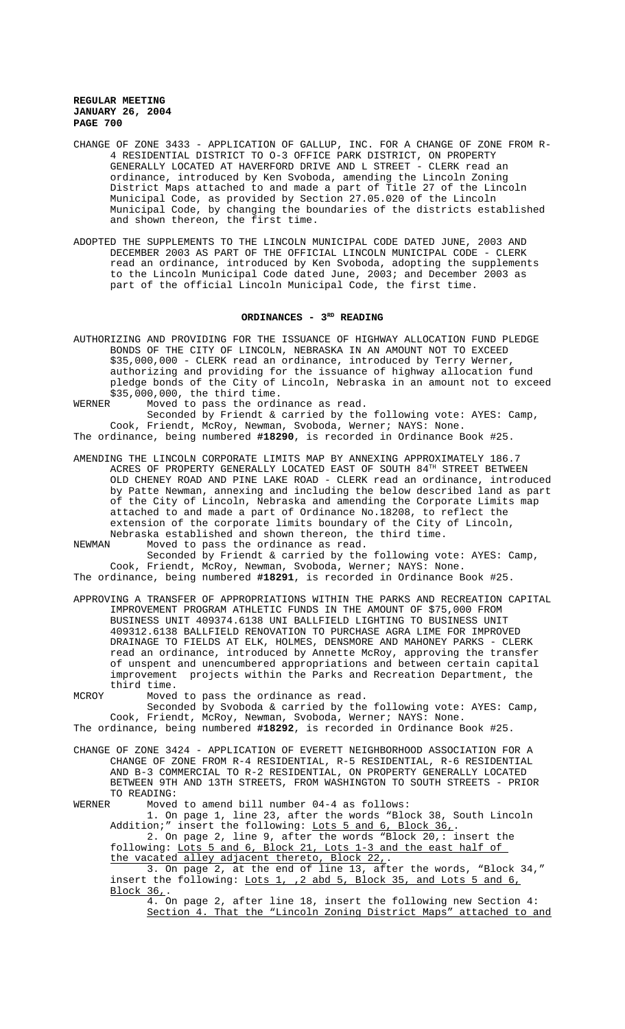CHANGE OF ZONE 3433 - APPLICATION OF GALLUP, INC. FOR A CHANGE OF ZONE FROM R-4 RESIDENTIAL DISTRICT TO O-3 OFFICE PARK DISTRICT, ON PROPERTY GENERALLY LOCATED AT HAVERFORD DRIVE AND L STREET - CLERK read an ordinance, introduced by Ken Svoboda, amending the Lincoln Zoning District Maps attached to and made a part of Title 27 of the Lincoln Municipal Code, as provided by Section 27.05.020 of the Lincoln Municipal Code, by changing the boundaries of the districts established and shown thereon, the first time.

ADOPTED THE SUPPLEMENTS TO THE LINCOLN MUNICIPAL CODE DATED JUNE, 2003 AND DECEMBER 2003 AS PART OF THE OFFICIAL LINCOLN MUNICIPAL CODE - CLERK read an ordinance, introduced by Ken Svoboda, adopting the supplements to the Lincoln Municipal Code dated June, 2003; and December 2003 as part of the official Lincoln Municipal Code, the first time.

## ORDINANCES - 3RD READING

AUTHORIZING AND PROVIDING FOR THE ISSUANCE OF HIGHWAY ALLOCATION FUND PLEDGE BONDS OF THE CITY OF LINCOLN, NEBRASKA IN AN AMOUNT NOT TO EXCEED $35,000,000 - CLERK read an ordinance, introduced by Terry Werner, authorizing and providing for the issuance of highway allocation fund pledge bonds of the City of Lincoln, Nebraska in an amount not to exceed $35,000,000, the third time.

WERNER Moved to pass the ordinance as read.

Seconded by Friendt & carried by the following vote: AYES: Camp, Cook, Friendt, McRoy, Newman, Svoboda, Werner; NAYS: None.

The ordinance, being numbered **#18290**, is recorded in Ordinance Book #25.

AMENDING THE LINCOLN CORPORATE LIMITS MAP BY ANNEXING APPROXIMATELY 186.7 ACRES OF PROPERTY GENERALLY LOCATED EAST OF SOUTH 84TH STREET BETWEEN OLD CHENEY ROAD AND PINE LAKE ROAD - CLERK read an ordinance, introduced by Patte Newman, annexing and including the below described land as part of the City of Lincoln, Nebraska and amending the Corporate Limits map attached to and made a part of Ordinance No.18208, to reflect the extension of the corporate limits boundary of the City of Lincoln, Nebraska established and shown thereon, the third time.

NEWMAN Moved to pass the ordinance as read.

Seconded by Friendt & carried by the following vote: AYES: Camp, Cook, Friendt, McRoy, Newman, Svoboda, Werner; NAYS: None.

The ordinance, being numbered **#18291**, is recorded in Ordinance Book #25.

APPROVING A TRANSFER OF APPROPRIATIONS WITHIN THE PARKS AND RECREATION CAPITAL IMPROVEMENT PROGRAM ATHLETIC FUNDS IN THE AMOUNT OF $75,000 FROM BUSINESS UNIT 409374.6138 UNI BALLFIELD LIGHTING TO BUSINESS UNIT 409312.6138 BALLFIELD RENOVATION TO PURCHASE AGRA LIME FOR IMPROVED DRAINAGE TO FIELDS AT ELK, HOLMES, DENSMORE AND MAHONEY PARKS - CLERK read an ordinance, introduced by Annette McRoy, approving the transfer of unspent and unencumbered appropriations and between certain capital improvement projects within the Parks and Recreation Department, the third time.

MCROY Moved to pass the ordinance as read.

Seconded by Svoboda & carried by the following vote: AYES: Camp, Cook, Friendt, McRoy, Newman, Svoboda, Werner; NAYS: None.

The ordinance, being numbered **#18292**, is recorded in Ordinance Book #25.

CHANGE OF ZONE 3424 - APPLICATION OF EVERETT NEIGHBORHOOD ASSOCIATION FOR A CHANGE OF ZONE FROM R-4 RESIDENTIAL, R-5 RESIDENTIAL, R-6 RESIDENTIAL AND B-3 COMMERCIAL TO R-2 RESIDENTIAL, ON PROPERTY GENERALLY LOCATED BETWEEN 9TH AND 13TH STREETS, FROM WASHINGTON TO SOUTH STREETS - PRIOR TO READING:

WERNER Moved to amend bill number 04-4 as follows:

1. On page 1, line 23, after the words "Block 38, South Lincoln Addition;" insert the following: Lots 5 and 6, Block 36,.

2. On page 2, line 9, after the words "Block 20,: insert the following: Lots 5 and 6, Block 21, Lots 1-3 and the east half of the vacated alley adjacent thereto, Block 22,.

3. On page 2, at the end of line 13, after the words, "Block 34," insert the following: Lots 1, ,2 abd 5, Block 35, and Lots 5 and 6, Block 36,.

4. On page 2, after line 18, insert the following new Section 4: Section 4. That the "Lincoln Zoning District Maps" attached to and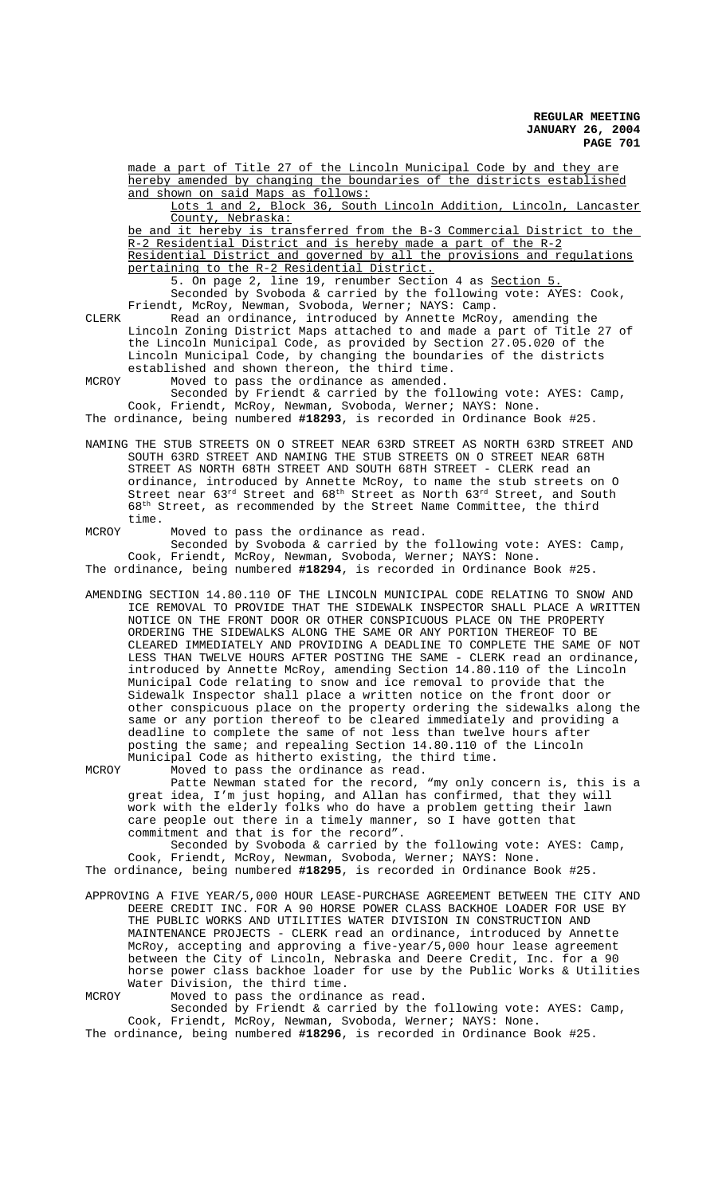made a part of Title 27 of the Lincoln Municipal Code by and they are hereby amended by changing the boundaries of the districts established and shown on said Maps as follows:

Lots 1 and 2, Block 36, South Lincoln Addition, Lincoln, Lancaster County, Nebraska:

be and it hereby is transferred from the B-3 Commercial District to the R-2 Residential District and is hereby made a part of the R-2 Residential District and governed by all the provisions and regulations pertaining to the R-2 Residential District.

5. On page 2, line 19, renumber Section 4 as Section 5.

Seconded by Svoboda & carried by the following vote: AYES: Cook, Friendt, McRoy, Newman, Svoboda, Werner; NAYS: Camp.

CLERK Read an ordinance, introduced by Annette McRoy, amending the Lincoln Zoning District Maps attached to and made a part of Title 27 of the Lincoln Municipal Code, as provided by Section 27.05.020 of the Lincoln Municipal Code, by changing the boundaries of the districts established and shown thereon, the third time.

MCROY Moved to pass the ordinance as amended.

Seconded by Friendt & carried by the following vote: AYES: Camp, Cook, Friendt, McRoy, Newman, Svoboda, Werner; NAYS: None.

The ordinance, being numbered **#18293**, is recorded in Ordinance Book #25.

NAMING THE STUB STREETS ON O STREET NEAR 63RD STREET AS NORTH 63RD STREET AND SOUTH 63RD STREET AND NAMING THE STUB STREETS ON O STREET NEAR 68TH STREET AS NORTH 68TH STREET AND SOUTH 68TH STREET - CLERK read an ordinance, introduced by Annette McRoy, to name the stub streets on O Street near 63rd Street and 68th Street as North 63rd Street, and South 68th Street, as recommended by the Street Name Committee, the third time.

MCROY Moved to pass the ordinance as read.

Seconded by Svoboda & carried by the following vote: AYES: Camp, Cook, Friendt, McRoy, Newman, Svoboda, Werner; NAYS: None.

The ordinance, being numbered **#18294**, is recorded in Ordinance Book #25.

AMENDING SECTION 14.80.110 OF THE LINCOLN MUNICIPAL CODE RELATING TO SNOW AND ICE REMOVAL TO PROVIDE THAT THE SIDEWALK INSPECTOR SHALL PLACE A WRITTEN NOTICE ON THE FRONT DOOR OR OTHER CONSPICUOUS PLACE ON THE PROPERTY ORDERING THE SIDEWALKS ALONG THE SAME OR ANY PORTION THEREOF TO BE CLEARED IMMEDIATELY AND PROVIDING A DEADLINE TO COMPLETE THE SAME OF NOT LESS THAN TWELVE HOURS AFTER POSTING THE SAME - CLERK read an ordinance, introduced by Annette McRoy, amending Section 14.80.110 of the Lincoln Municipal Code relating to snow and ice removal to provide that the Sidewalk Inspector shall place a written notice on the front door or other conspicuous place on the property ordering the sidewalks along the same or any portion thereof to be cleared immediately and providing a deadline to complete the same of not less than twelve hours after posting the same; and repealing Section 14.80.110 of the Lincoln Municipal Code as hitherto existing, the third time.

MCROY Moved to pass the ordinance as read.

Patte Newman stated for the record, "my only concern is, this is a great idea, I'm just hoping, and Allan has confirmed, that they will work with the elderly folks who do have a problem getting their lawn care people out there in a timely manner, so I have gotten that commitment and that is for the record".

Seconded by Svoboda & carried by the following vote: AYES: Camp, Cook, Friendt, McRoy, Newman, Svoboda, Werner; NAYS: None.

The ordinance, being numbered **#18295**, is recorded in Ordinance Book #25.

APPROVING A FIVE YEAR/5,000 HOUR LEASE-PURCHASE AGREEMENT BETWEEN THE CITY AND DEERE CREDIT INC. FOR A 90 HORSE POWER CLASS BACKHOE LOADER FOR USE BY THE PUBLIC WORKS AND UTILITIES WATER DIVISION IN CONSTRUCTION AND MAINTENANCE PROJECTS - CLERK read an ordinance, introduced by Annette McRoy, accepting and approving a five-year/5,000 hour lease agreement between the City of Lincoln, Nebraska and Deere Credit, Inc. for a 90 horse power class backhoe loader for use by the Public Works & Utilities Water Division, the third time.

MCROY Moved to pass the ordinance as read.

Seconded by Friendt & carried by the following vote: AYES: Camp, Cook, Friendt, McRoy, Newman, Svoboda, Werner; NAYS: None.

The ordinance, being numbered **#18296**, is recorded in Ordinance Book #25.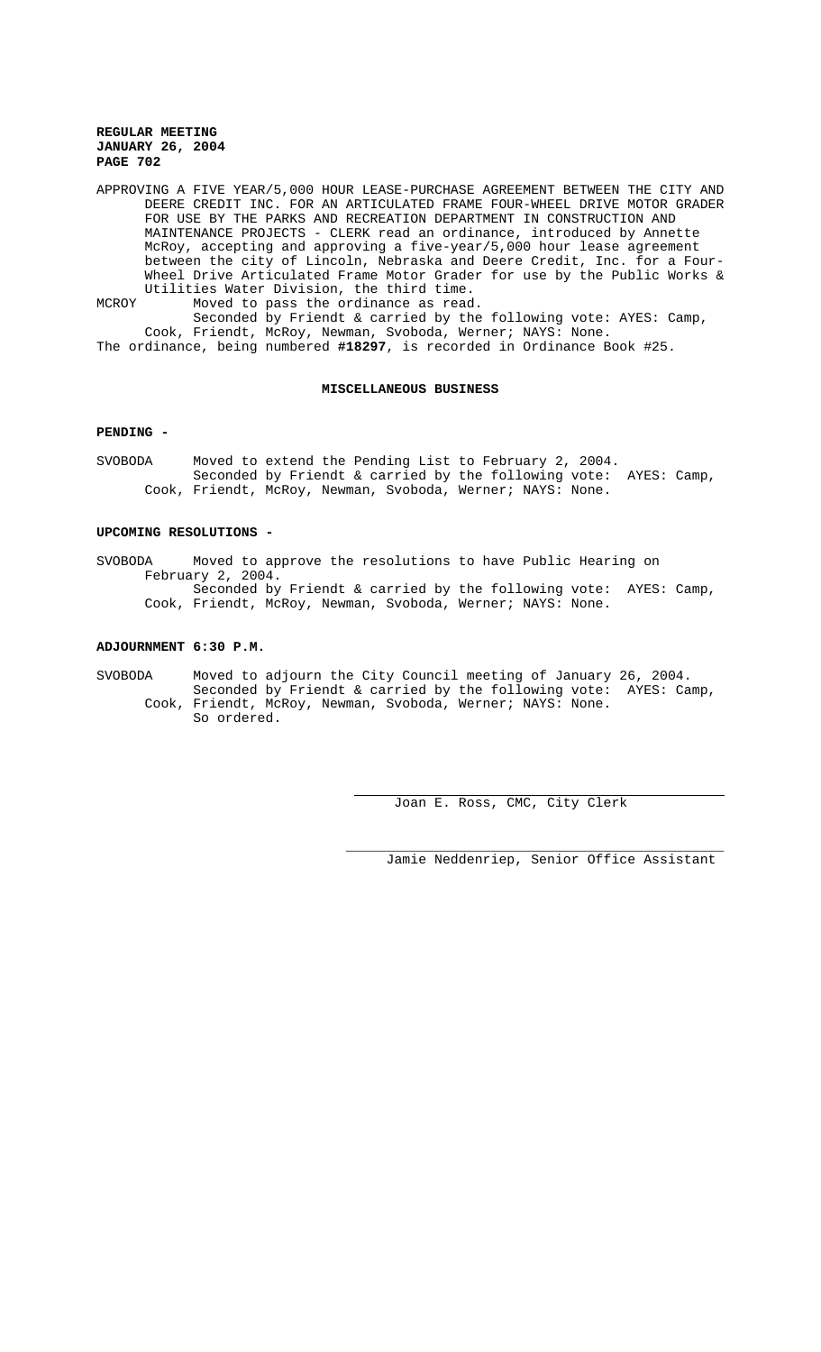APPROVING A FIVE YEAR/5,000 HOUR LEASE-PURCHASE AGREEMENT BETWEEN THE CITY AND DEERE CREDIT INC. FOR AN ARTICULATED FRAME FOUR-WHEEL DRIVE MOTOR GRADER FOR USE BY THE PARKS AND RECREATION DEPARTMENT IN CONSTRUCTION AND MAINTENANCE PROJECTS - CLERK read an ordinance, introduced by Annette McRoy, accepting and approving a five-year/5,000 hour lease agreement between the city of Lincoln, Nebraska and Deere Credit, Inc. for a Four-Wheel Drive Articulated Frame Motor Grader for use by the Public Works & Utilities Water Division, the third time.

MCROY Moved to pass the ordinance as read.
Seconded by Friendt & carried by the following vote: AYES: Camp, Cook, Friendt, McRoy, Newman, Svoboda, Werner; NAYS: None.

The ordinance, being numbered **#18297**, is recorded in Ordinance Book #25.

## MISCELLANEOUS BUSINESS

### PENDING -

SVOBODA Moved to extend the Pending List to February 2, 2004.
Seconded by Friendt & carried by the following vote: AYES: Camp, Cook, Friendt, McRoy, Newman, Svoboda, Werner; NAYS: None.

### UPCOMING RESOLUTIONS -

SVOBODA Moved to approve the resolutions to have Public Hearing on February 2, 2004.
Seconded by Friendt & carried by the following vote: AYES: Camp, Cook, Friendt, McRoy, Newman, Svoboda, Werner; NAYS: None.

### ADJOURNMENT 6:30 P.M.

SVOBODA Moved to adjourn the City Council meeting of January 26, 2004.
Seconded by Friendt & carried by the following vote: AYES: Camp, Cook, Friendt, McRoy, Newman, Svoboda, Werner; NAYS: None.
So ordered.

Joan E. Ross, CMC, City Clerk

Jamie Neddenriep, Senior Office Assistant